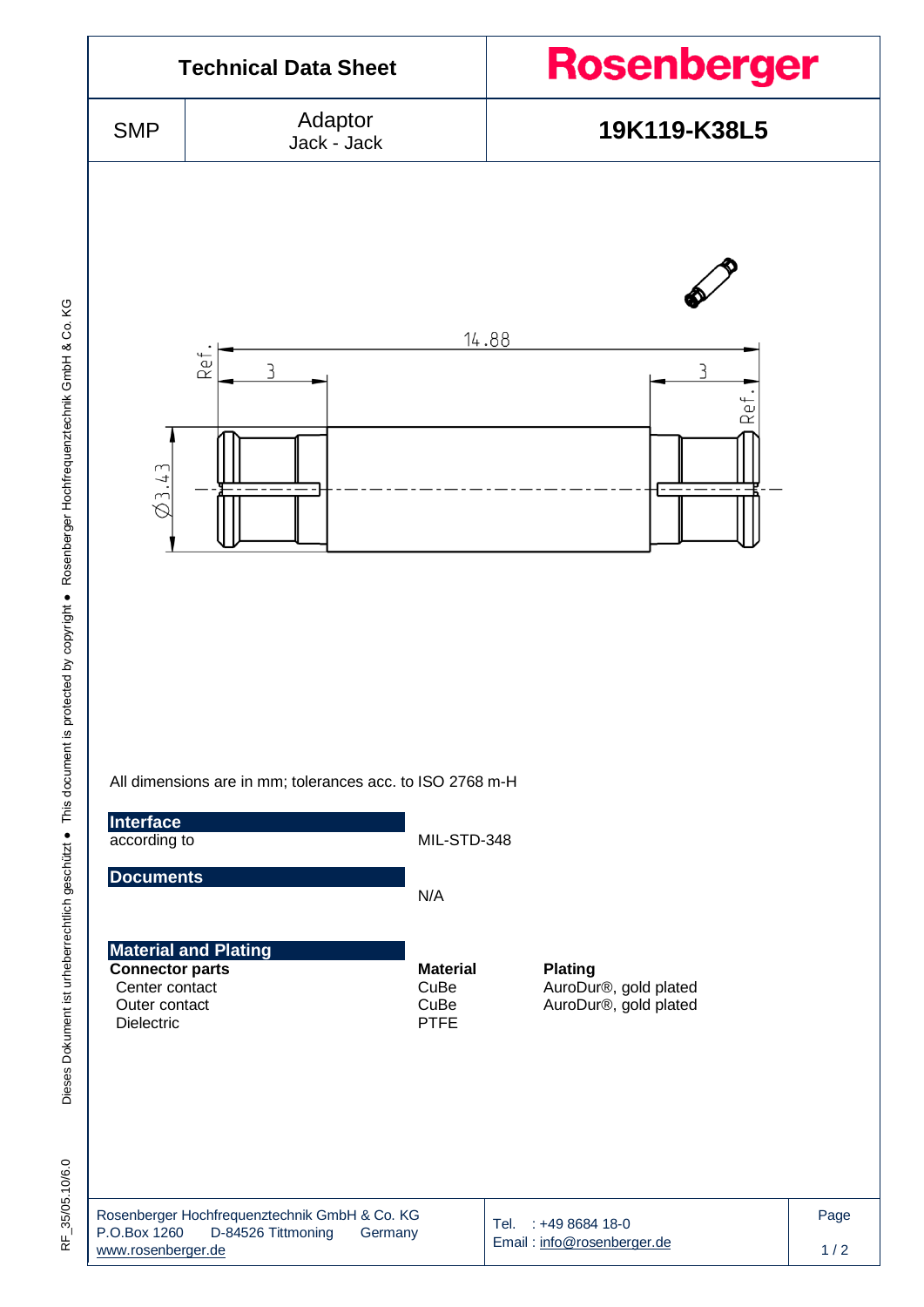# Technical Data Sheet

**Rosenberger**

| SMP | Adaptor Jack - Jack | **19K119-K38L5** |
|---|---|---|

All dimensions are in mm; tolerances acc. to ISO 2768 m-H

**Interface**

according to MIL-STD-348

**Documents**

N/A

**Material and Plating**

| **Connector parts** | **Material** | **Plating** |
|---|---|---|
| Center contact | CuBe | AuroDur®, gold plated |
| Outer contact | CuBe | AuroDur®, gold plated |
| Dielectric | PTFE | |

Rosenberger Hochfrequenztechnik GmbH & Co. KG
P.O.Box 1260 D-84526 Tittmoning Germany
www.rosenberger.de

Tel. : +49 8684 18-0
Email : info@rosenberger.de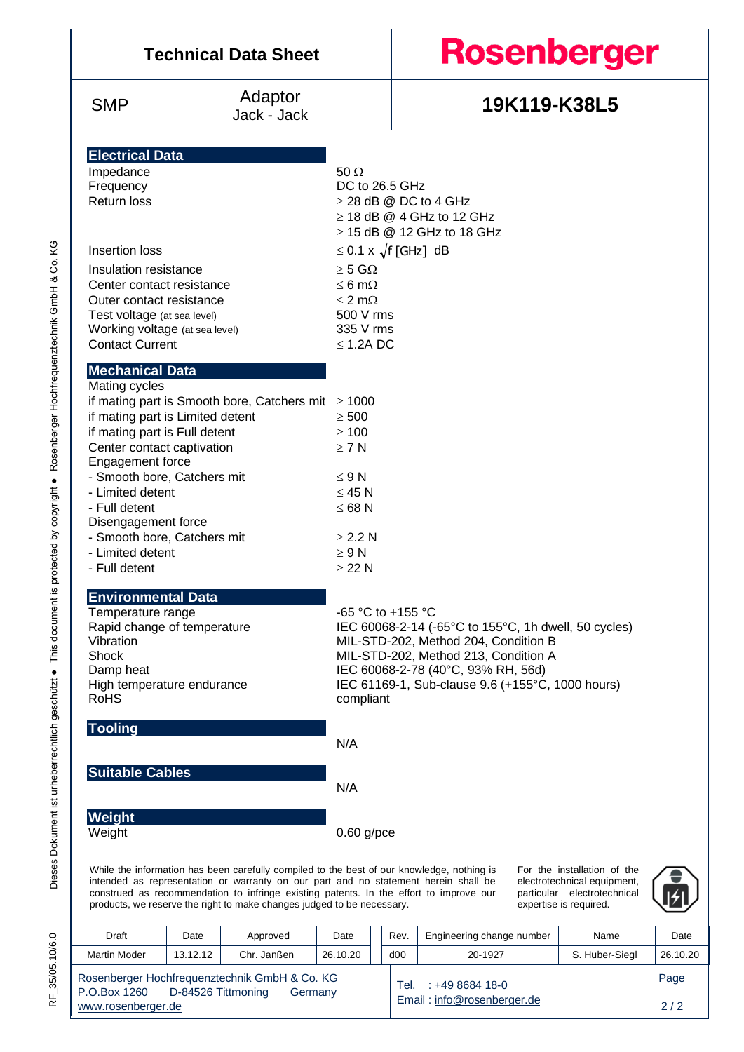# Technical Data Sheet

**Rosenberger**

| | | |
|---|---|---|
| SMP | Adaptor<br>Jack - Jack | **19K119-K38L5** |

## Electrical Data

| | |
|---|---|
| Impedance | 50 Ω |
| Frequency | DC to 26.5 GHz |
| Return loss | ≥ 28 dB @ DC to 4 GHz<br>≥ 18 dB @ 4 GHz to 12 GHz<br>≥ 15 dB @ 12 GHz to 18 GHz |
| Insertion loss | $\leq 0.1 \times \sqrt{f\,[\text{GHz}]}$ dB |
| Insulation resistance | ≥ 5 GΩ |
| Center contact resistance | ≤ 6 mΩ |
| Outer contact resistance | ≤ 2 mΩ |
| Test voltage (at sea level) | 500 V rms |
| Working voltage (at sea level) | 335 V rms |
| Contact Current | ≤ 1.2A DC |

## Mechanical Data

| | |
|---|---|
| Mating cycles | |
| if mating part is Smooth bore, Catchers mit | ≥ 1000 |
| if mating part is Limited detent | ≥ 500 |
| if mating part is Full detent | ≥ 100 |
| Center contact captivation | ≥ 7 N |
| Engagement force | |
| - Smooth bore, Catchers mit | ≤ 9 N |
| - Limited detent | ≤ 45 N |
| - Full detent | ≤ 68 N |
| Disengagement force | |
| - Smooth bore, Catchers mit | ≥ 2.2 N |
| - Limited detent | ≥ 9 N |
| - Full detent | ≥ 22 N |

## Environmental Data

| | |
|---|---|
| Temperature range | -65 °C to +155 °C |
| Rapid change of temperature | IEC 60068-2-14 (-65°C to 155°C, 1h dwell, 50 cycles) |
| Vibration | MIL-STD-202, Method 204, Condition B |
| Shock | MIL-STD-202, Method 213, Condition A |
| Damp heat | IEC 60068-2-78 (40°C, 93% RH, 56d) |
| High temperature endurance | IEC 61169-1, Sub-clause 9.6 (+155°C, 1000 hours) |
| RoHS | compliant |

## Tooling

N/A

## Suitable Cables

N/A

## Weight

| | |
|---|---|
| Weight | 0.60 g/pce |

While the information has been carefully compiled to the best of our knowledge, nothing is intended as representation or warranty on our part and no statement herein shall be construed as recommendation to infringe existing patents. In the effort to improve our products, we reserve the right to make changes judged to be necessary.

For the installation of the electrotechnical equipment, particular electrotechnical expertise is required.

| Draft | Date | Approved | Date | Rev. | Engineering change number | Name | Date |
|---|---|---|---|---|---|---|---|
| Martin Moder | 13.12.12 | Chr. Janßen | 26.10.20 | d00 | 20-1927 | S. Huber-Siegl | 26.10.20 |

Rosenberger Hochfrequenztechnik GmbH & Co. KG
P.O.Box 1260 D-84526 Tittmoning Germany
www.rosenberger.de

Tel. : +49 8684 18-0
Email : info@rosenberger.de

Dieses Dokument ist urheberrechtlich geschützt ● This document is protected by copyright ● Rosenberger Hochfrequenztechnik GmbH & Co. KG

RF_35/05.10/6.0